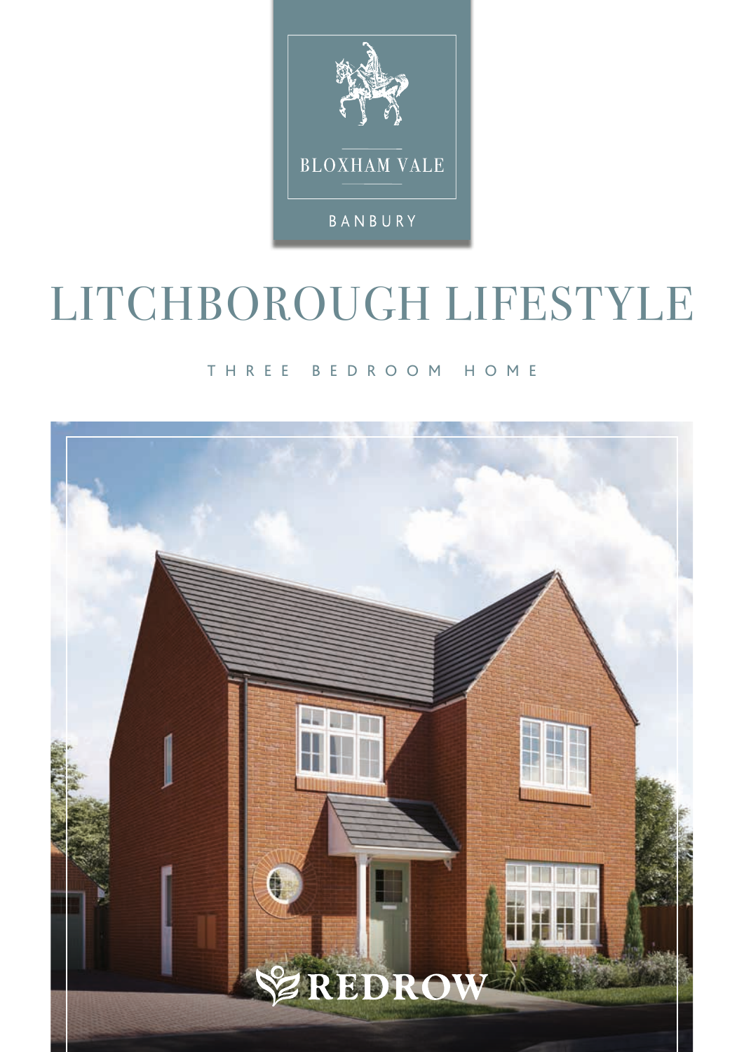BLOXHAM VALE

BANBURY

# LITCHBOROUGH LIFESTYLE

THREE BEDROOM HOME

REDROW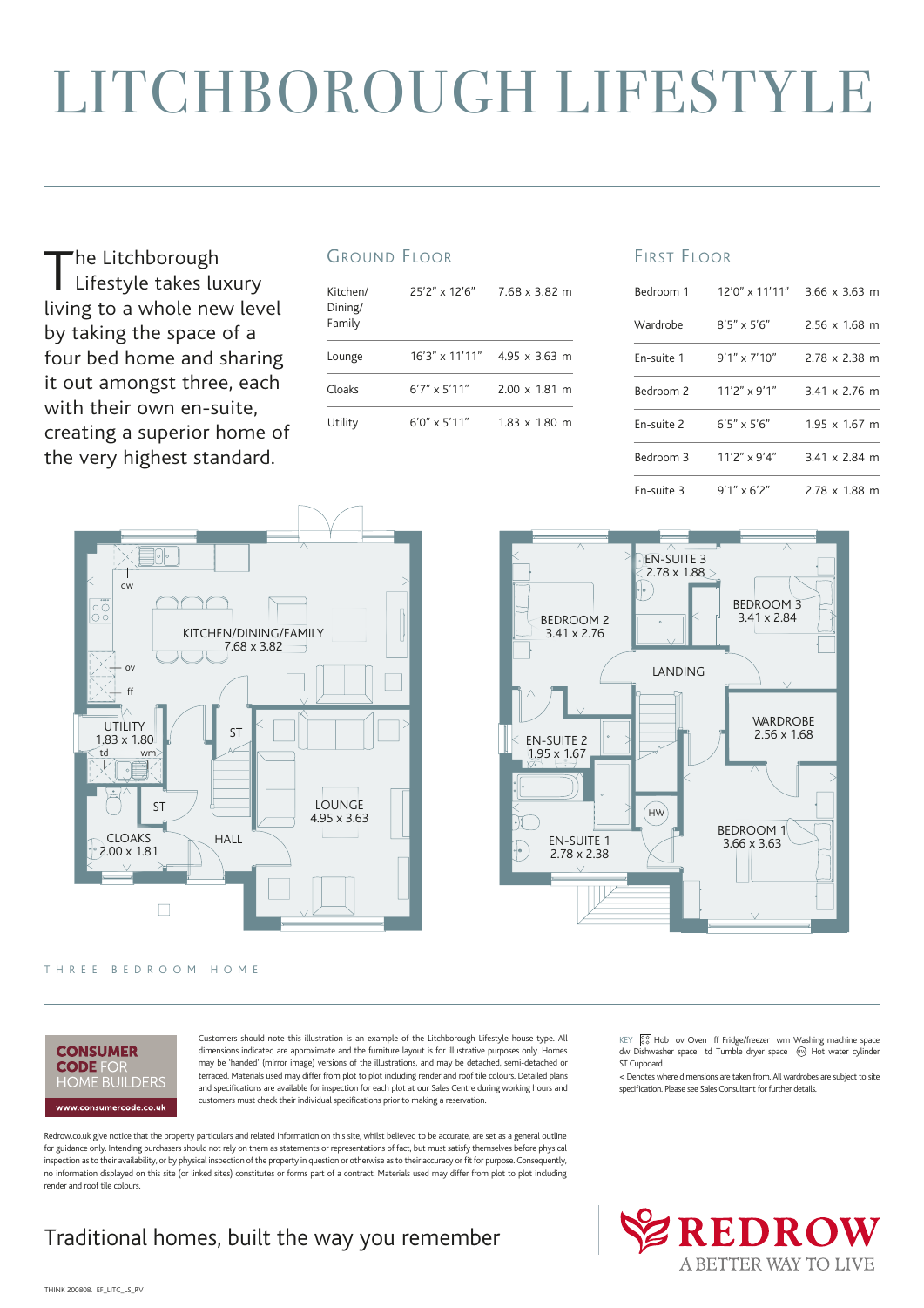# LITCHBOROUGH LIFESTYLE

The Litchborough Lifestyle takes luxury living to a whole new level by taking the space of a four bed home and sharing it out amongst three, each with their own en-suite, creating a superior home of the very highest standard.

## Ground Floor

| | | |
|---|---|---|
| Kitchen/ Dining/ Family | 25'2" x 12'6" | 7.68 x 3.82 m |
| Lounge | 16'3" x 11'11" | 4.95 x 3.63 m |
| Cloaks | 6'7" x 5'11" | 2.00 x 1.81 m |
| Utility | 6'0" x 5'11" | 1.83 x 1.80 m |

## First Floor

| | | |
|---|---|---|
| Bedroom 1 | 12'0" x 11'11" | 3.66 x 3.63 m |
| Wardrobe | 8'5" x 5'6" | 2.56 x 1.68 m |
| En-suite 1 | 9'1" x 7'10" | 2.78 x 2.38 m |
| Bedroom 2 | 11'2" x 9'1" | 3.41 x 2.76 m |
| En-suite 2 | 6'5" x 5'6" | 1.95 x 1.67 m |
| Bedroom 3 | 11'2" x 9'4" | 3.41 x 2.84 m |
| En-suite 3 | 9'1" x 6'2" | 2.78 x 1.88 m |

KITCHEN/DINING/FAMILY 7.68 x 3.82
dw
ov
ff
UTILITY 1.83 x 1.80
td
wm
ST
ST
LOUNGE 4.95 x 3.63
CLOAKS 2.00 x 1.81
HALL

EN-SUITE 3 2.78 x 1.88
BEDROOM 2 3.41 x 2.76
BEDROOM 3 3.41 x 2.84
LANDING
WARDROBE 2.56 x 1.68
EN-SUITE 2 1.95 x 1.67
HW
BEDROOM 1 3.66 x 3.63
EN-SUITE 1 2.78 x 2.38

THREE BEDROOM HOME

CONSUMER CODE FOR HOME BUILDERS
www.consumercode.co.uk

Customers should note this illustration is an example of the Litchborough Lifestyle house type. All dimensions indicated are approximate and the furniture layout is for illustrative purposes only. Homes may be 'handed' (mirror image) versions of the illustrations, and may be detached, semi-detached or terraced. Materials used may differ from plot to plot including render and roof tile colours. Detailed plans and specifications are available for inspection for each plot at our Sales Centre during working hours and customers must check their individual specifications prior to making a reservation.

KEY Hob ov Oven ff Fridge/freezer wm Washing machine space dw Dishwasher space td Tumble dryer space HW Hot water cylinder ST Cupboard

< Denotes where dimensions are taken from. All wardrobes are subject to site specification. Please see Sales Consultant for further details.

Redrow.co.uk give notice that the property particulars and related information on this site, whilst believed to be accurate, are set as a general outline for guidance only. Intending purchasers should not rely on them as statements or representations of fact, but must satisfy themselves before physical inspection as to their availability, or by physical inspection of the property in question or otherwise as to their accuracy or fit for purpose. Consequently, no information displayed on this site (or linked sites) constitutes or forms part of a contract. Materials used may differ from plot to plot including render and roof tile colours.

Traditional homes, built the way you remember

REDROW
A BETTER WAY TO LIVE

THINK 200808. EF_LITC_LS_RV